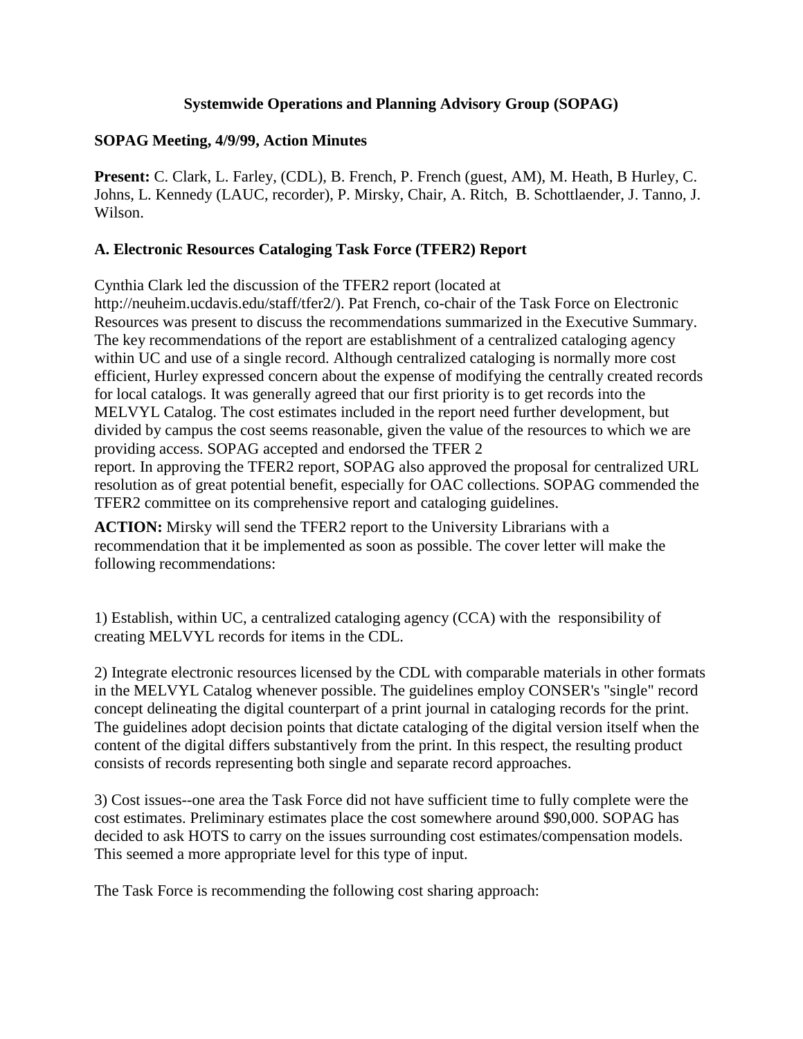## Systemwide Operations and Planning Advisory Group (SOPAG)

**SOPAG Meeting, 4/9/99, Action Minutes**

**Present:** C. Clark, L. Farley, (CDL), B. French, P. French (guest, AM), M. Heath, B Hurley, C. Johns, L. Kennedy (LAUC, recorder), P. Mirsky, Chair, A. Ritch, B. Schottlaender, J. Tanno, J. Wilson.

**A. Electronic Resources Cataloging Task Force (TFER2) Report**

Cynthia Clark led the discussion of the TFER2 report (located at http://neuheim.ucdavis.edu/staff/tfer2/). Pat French, co-chair of the Task Force on Electronic Resources was present to discuss the recommendations summarized in the Executive Summary. The key recommendations of the report are establishment of a centralized cataloging agency within UC and use of a single record. Although centralized cataloging is normally more cost efficient, Hurley expressed concern about the expense of modifying the centrally created records for local catalogs. It was generally agreed that our first priority is to get records into the MELVYL Catalog. The cost estimates included in the report need further development, but divided by campus the cost seems reasonable, given the value of the resources to which we are providing access. SOPAG accepted and endorsed the TFER 2 report. In approving the TFER2 report, SOPAG also approved the proposal for centralized URL resolution as of great potential benefit, especially for OAC collections. SOPAG commended the TFER2 committee on its comprehensive report and cataloging guidelines.

**ACTION:** Mirsky will send the TFER2 report to the University Librarians with a recommendation that it be implemented as soon as possible. The cover letter will make the following recommendations:

1) Establish, within UC, a centralized cataloging agency (CCA) with the responsibility of creating MELVYL records for items in the CDL.

2) Integrate electronic resources licensed by the CDL with comparable materials in other formats in the MELVYL Catalog whenever possible. The guidelines employ CONSER's "single" record concept delineating the digital counterpart of a print journal in cataloging records for the print. The guidelines adopt decision points that dictate cataloging of the digital version itself when the content of the digital differs substantively from the print. In this respect, the resulting product consists of records representing both single and separate record approaches.

3) Cost issues--one area the Task Force did not have sufficient time to fully complete were the cost estimates. Preliminary estimates place the cost somewhere around $90,000. SOPAG has decided to ask HOTS to carry on the issues surrounding cost estimates/compensation models. This seemed a more appropriate level for this type of input.

The Task Force is recommending the following cost sharing approach: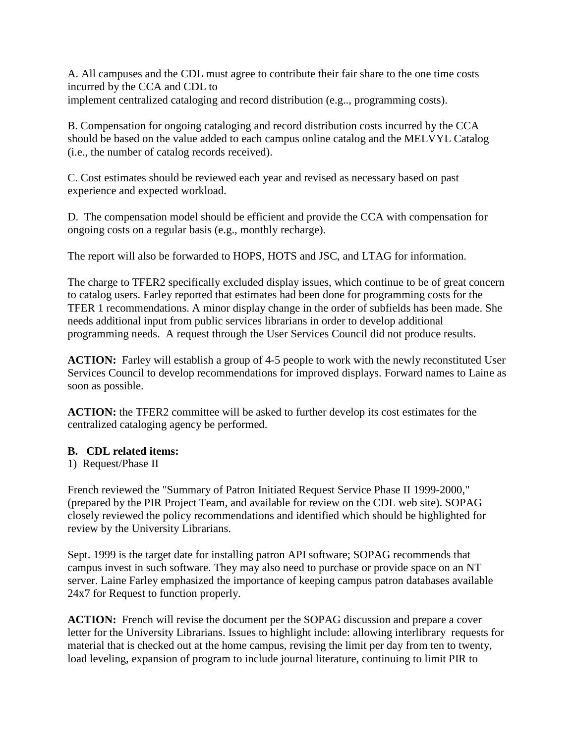A. All campuses and the CDL must agree to contribute their fair share to the one time costs incurred by the CCA and CDL to
implement centralized cataloging and record distribution (e.g.., programming costs).

B. Compensation for ongoing cataloging and record distribution costs incurred by the CCA should be based on the value added to each campus online catalog and the MELVYL Catalog (i.e., the number of catalog records received).

C. Cost estimates should be reviewed each year and revised as necessary based on past experience and expected workload.

D. The compensation model should be efficient and provide the CCA with compensation for ongoing costs on a regular basis (e.g., monthly recharge).

The report will also be forwarded to HOPS, HOTS and JSC, and LTAG for information.

The charge to TFER2 specifically excluded display issues, which continue to be of great concern to catalog users. Farley reported that estimates had been done for programming costs for the TFER 1 recommendations. A minor display change in the order of subfields has been made. She needs additional input from public services librarians in order to develop additional programming needs. A request through the User Services Council did not produce results.

**ACTION:** Farley will establish a group of 4-5 people to work with the newly reconstituted User Services Council to develop recommendations for improved displays. Forward names to Laine as soon as possible.

**ACTION:** the TFER2 committee will be asked to further develop its cost estimates for the centralized cataloging agency be performed.

**B. CDL related items:**

1) Request/Phase II

French reviewed the "Summary of Patron Initiated Request Service Phase II 1999-2000," (prepared by the PIR Project Team, and available for review on the CDL web site). SOPAG closely reviewed the policy recommendations and identified which should be highlighted for review by the University Librarians.

Sept. 1999 is the target date for installing patron API software; SOPAG recommends that campus invest in such software. They may also need to purchase or provide space on an NT server. Laine Farley emphasized the importance of keeping campus patron databases available 24x7 for Request to function properly.

**ACTION:** French will revise the document per the SOPAG discussion and prepare a cover letter for the University Librarians. Issues to highlight include: allowing interlibrary requests for material that is checked out at the home campus, revising the limit per day from ten to twenty, load leveling, expansion of program to include journal literature, continuing to limit PIR to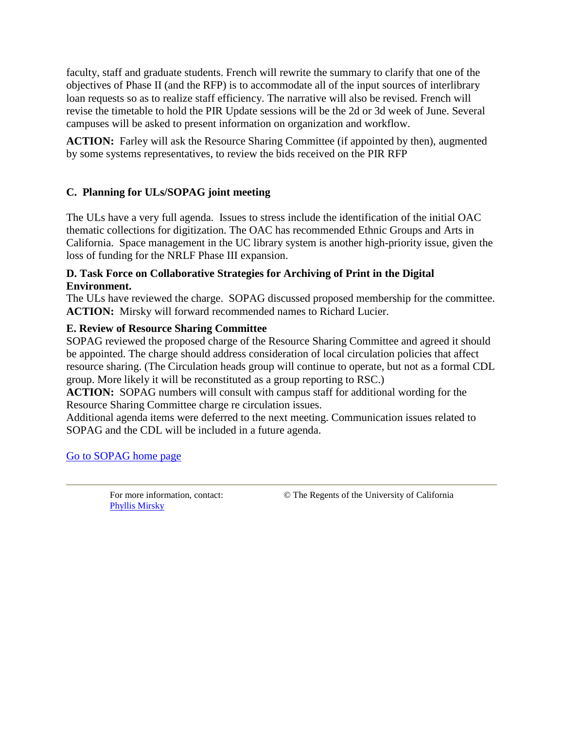faculty, staff and graduate students. French will rewrite the summary to clarify that one of the objectives of Phase II (and the RFP) is to accommodate all of the input sources of interlibrary loan requests so as to realize staff efficiency. The narrative will also be revised. French will revise the timetable to hold the PIR Update sessions will be the 2d or 3d week of June. Several campuses will be asked to present information on organization and workflow.

**ACTION:** Farley will ask the Resource Sharing Committee (if appointed by then), augmented by some systems representatives, to review the bids received on the PIR RFP

### C. Planning for ULs/SOPAG joint meeting

The ULs have a very full agenda. Issues to stress include the identification of the initial OAC thematic collections for digitization. The OAC has recommended Ethnic Groups and Arts in California. Space management in the UC library system is another high-priority issue, given the loss of funding for the NRLF Phase III expansion.

### D. Task Force on Collaborative Strategies for Archiving of Print in the Digital Environment.

The ULs have reviewed the charge. SOPAG discussed proposed membership for the committee.
**ACTION:** Mirsky will forward recommended names to Richard Lucier.

### E. Review of Resource Sharing Committee

SOPAG reviewed the proposed charge of the Resource Sharing Committee and agreed it should be appointed. The charge should address consideration of local circulation policies that affect resource sharing. (The Circulation heads group will continue to operate, but not as a formal CDL group. More likely it will be reconstituted as a group reporting to RSC.)
**ACTION:** SOPAG numbers will consult with campus staff for additional wording for the Resource Sharing Committee charge re circulation issues.
Additional agenda items were deferred to the next meeting. Communication issues related to SOPAG and the CDL will be included in a future agenda.

[Go to SOPAG home page]

---

For more information, contact: [Phyllis Mirsky]

© The Regents of the University of California